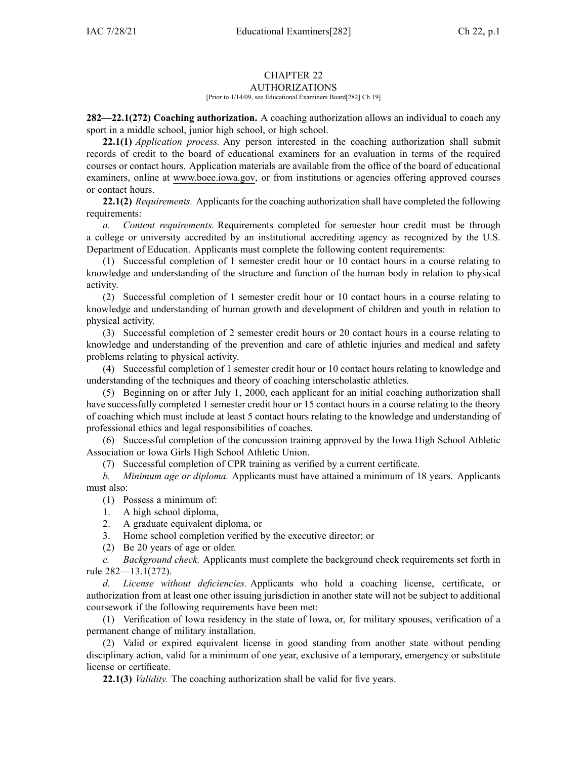# CHAPTER 22
## AUTHORIZATIONS

[Prior to 1/14/09, see Educational Examiners Board[282] Ch 19]

**282—22.1(272) Coaching authorization.** A coaching authorization allows an individual to coach any sport in a middle school, junior high school, or high school.

**22.1(1)** *Application process.* Any person interested in the coaching authorization shall submit records of credit to the board of educational examiners for an evaluation in terms of the required courses or contact hours. Application materials are available from the office of the board of educational examiners, online at www.boee.iowa.gov, or from institutions or agencies offering approved courses or contact hours.

**22.1(2)** *Requirements.* Applicants for the coaching authorization shall have completed the following requirements:

*a. Content requirements.* Requirements completed for semester hour credit must be through a college or university accredited by an institutional accrediting agency as recognized by the U.S. Department of Education. Applicants must complete the following content requirements:

(1) Successful completion of 1 semester credit hour or 10 contact hours in a course relating to knowledge and understanding of the structure and function of the human body in relation to physical activity.

(2) Successful completion of 1 semester credit hour or 10 contact hours in a course relating to knowledge and understanding of human growth and development of children and youth in relation to physical activity.

(3) Successful completion of 2 semester credit hours or 20 contact hours in a course relating to knowledge and understanding of the prevention and care of athletic injuries and medical and safety problems relating to physical activity.

(4) Successful completion of 1 semester credit hour or 10 contact hours relating to knowledge and understanding of the techniques and theory of coaching interscholastic athletics.

(5) Beginning on or after July 1, 2000, each applicant for an initial coaching authorization shall have successfully completed 1 semester credit hour or 15 contact hours in a course relating to the theory of coaching which must include at least 5 contact hours relating to the knowledge and understanding of professional ethics and legal responsibilities of coaches.

(6) Successful completion of the concussion training approved by the Iowa High School Athletic Association or Iowa Girls High School Athletic Union.

(7) Successful completion of CPR training as verified by a current certificate.

*b. Minimum age or diploma.* Applicants must have attained a minimum of 18 years. Applicants must also:

(1) Possess a minimum of:

1. A high school diploma,
2. A graduate equivalent diploma, or
3. Home school completion verified by the executive director; or

(2) Be 20 years of age or older.

*c. Background check.* Applicants must complete the background check requirements set forth in rule 282—13.1(272).

*d. License without deficiencies.* Applicants who hold a coaching license, certificate, or authorization from at least one other issuing jurisdiction in another state will not be subject to additional coursework if the following requirements have been met:

(1) Verification of Iowa residency in the state of Iowa, or, for military spouses, verification of a permanent change of military installation.

(2) Valid or expired equivalent license in good standing from another state without pending disciplinary action, valid for a minimum of one year, exclusive of a temporary, emergency or substitute license or certificate.

**22.1(3)** *Validity.* The coaching authorization shall be valid for five years.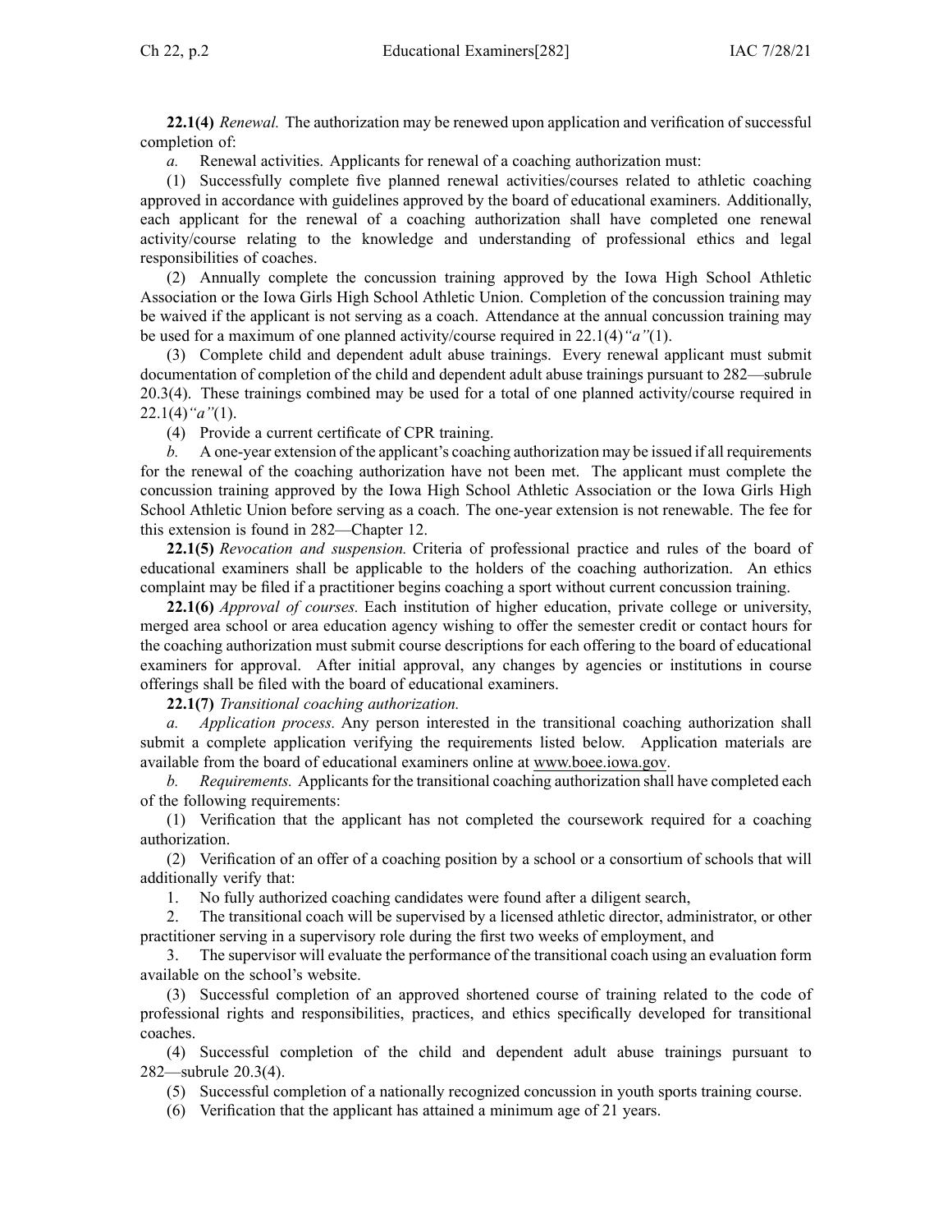**22.1(4)** *Renewal.* The authorization may be renewed upon application and verification of successful completion of:

*a.* Renewal activities. Applicants for renewal of a coaching authorization must:

(1) Successfully complete five planned renewal activities/courses related to athletic coaching approved in accordance with guidelines approved by the board of educational examiners. Additionally, each applicant for the renewal of a coaching authorization shall have completed one renewal activity/course relating to the knowledge and understanding of professional ethics and legal responsibilities of coaches.

(2) Annually complete the concussion training approved by the Iowa High School Athletic Association or the Iowa Girls High School Athletic Union. Completion of the concussion training may be waived if the applicant is not serving as a coach. Attendance at the annual concussion training may be used for a maximum of one planned activity/course required in 22.1(4)*"a"*(1).

(3) Complete child and dependent adult abuse trainings. Every renewal applicant must submit documentation of completion of the child and dependent adult abuse trainings pursuant to 282—subrule 20.3(4). These trainings combined may be used for a total of one planned activity/course required in 22.1(4)*"a"*(1).

(4) Provide a current certificate of CPR training.

*b.* A one-year extension of the applicant's coaching authorization may be issued if all requirements for the renewal of the coaching authorization have not been met. The applicant must complete the concussion training approved by the Iowa High School Athletic Association or the Iowa Girls High School Athletic Union before serving as a coach. The one-year extension is not renewable. The fee for this extension is found in 282—Chapter 12.

**22.1(5)** *Revocation and suspension.* Criteria of professional practice and rules of the board of educational examiners shall be applicable to the holders of the coaching authorization. An ethics complaint may be filed if a practitioner begins coaching a sport without current concussion training.

**22.1(6)** *Approval of courses.* Each institution of higher education, private college or university, merged area school or area education agency wishing to offer the semester credit or contact hours for the coaching authorization must submit course descriptions for each offering to the board of educational examiners for approval. After initial approval, any changes by agencies or institutions in course offerings shall be filed with the board of educational examiners.

**22.1(7)** *Transitional coaching authorization.*

*a.* *Application process.* Any person interested in the transitional coaching authorization shall submit a complete application verifying the requirements listed below. Application materials are available from the board of educational examiners online at www.boee.iowa.gov.

*b.* *Requirements.* Applicants for the transitional coaching authorization shall have completed each of the following requirements:

(1) Verification that the applicant has not completed the coursework required for a coaching authorization.

(2) Verification of an offer of a coaching position by a school or a consortium of schools that will additionally verify that:

1. No fully authorized coaching candidates were found after a diligent search,
2. The transitional coach will be supervised by a licensed athletic director, administrator, or other practitioner serving in a supervisory role during the first two weeks of employment, and
3. The supervisor will evaluate the performance of the transitional coach using an evaluation form available on the school's website.

(3) Successful completion of an approved shortened course of training related to the code of professional rights and responsibilities, practices, and ethics specifically developed for transitional coaches.

(4) Successful completion of the child and dependent adult abuse trainings pursuant to 282—subrule 20.3(4).

(5) Successful completion of a nationally recognized concussion in youth sports training course.

(6) Verification that the applicant has attained a minimum age of 21 years.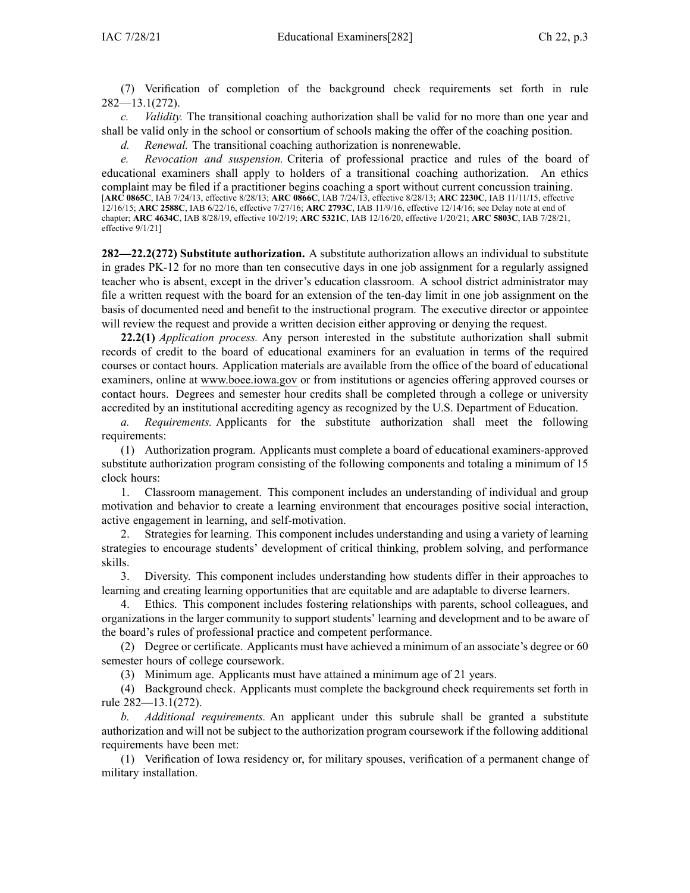(7) Verification of completion of the background check requirements set forth in rule 282—13.1(272).

*c. Validity.* The transitional coaching authorization shall be valid for no more than one year and shall be valid only in the school or consortium of schools making the offer of the coaching position.

*d. Renewal.* The transitional coaching authorization is nonrenewable.

*e. Revocation and suspension.* Criteria of professional practice and rules of the board of educational examiners shall apply to holders of a transitional coaching authorization. An ethics complaint may be filed if a practitioner begins coaching a sport without current concussion training.

[**ARC 0865C**, IAB 7/24/13, effective 8/28/13; **ARC 0866C**, IAB 7/24/13, effective 8/28/13; **ARC 2230C**, IAB 11/11/15, effective 12/16/15; **ARC 2588C**, IAB 6/22/16, effective 7/27/16; **ARC 2793C**, IAB 11/9/16, effective 12/14/16; see Delay note at end of chapter; **ARC 4634C**, IAB 8/28/19, effective 10/2/19; **ARC 5321C**, IAB 12/16/20, effective 1/20/21; **ARC 5803C**, IAB 7/28/21, effective 9/1/21]

**282—22.2(272) Substitute authorization.** A substitute authorization allows an individual to substitute in grades PK-12 for no more than ten consecutive days in one job assignment for a regularly assigned teacher who is absent, except in the driver's education classroom. A school district administrator may file a written request with the board for an extension of the ten-day limit in one job assignment on the basis of documented need and benefit to the instructional program. The executive director or appointee will review the request and provide a written decision either approving or denying the request.

**22.2(1)** *Application process.* Any person interested in the substitute authorization shall submit records of credit to the board of educational examiners for an evaluation in terms of the required courses or contact hours. Application materials are available from the office of the board of educational examiners, online at www.boee.iowa.gov or from institutions or agencies offering approved courses or contact hours. Degrees and semester hour credits shall be completed through a college or university accredited by an institutional accrediting agency as recognized by the U.S. Department of Education.

*a. Requirements.* Applicants for the substitute authorization shall meet the following requirements:

(1) Authorization program. Applicants must complete a board of educational examiners-approved substitute authorization program consisting of the following components and totaling a minimum of 15 clock hours:

1. Classroom management. This component includes an understanding of individual and group motivation and behavior to create a learning environment that encourages positive social interaction, active engagement in learning, and self-motivation.

2. Strategies for learning. This component includes understanding and using a variety of learning strategies to encourage students' development of critical thinking, problem solving, and performance skills.

3. Diversity. This component includes understanding how students differ in their approaches to learning and creating learning opportunities that are equitable and are adaptable to diverse learners.

4. Ethics. This component includes fostering relationships with parents, school colleagues, and organizations in the larger community to support students' learning and development and to be aware of the board's rules of professional practice and competent performance.

(2) Degree or certificate. Applicants must have achieved a minimum of an associate's degree or 60 semester hours of college coursework.

(3) Minimum age. Applicants must have attained a minimum age of 21 years.

(4) Background check. Applicants must complete the background check requirements set forth in rule 282—13.1(272).

*b. Additional requirements.* An applicant under this subrule shall be granted a substitute authorization and will not be subject to the authorization program coursework if the following additional requirements have been met:

(1) Verification of Iowa residency or, for military spouses, verification of a permanent change of military installation.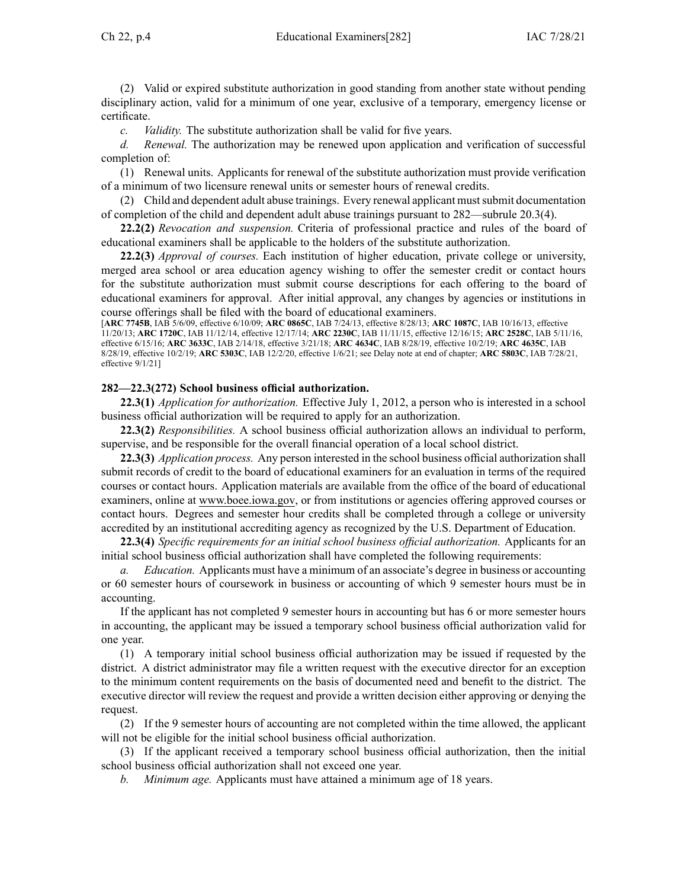(2) Valid or expired substitute authorization in good standing from another state without pending disciplinary action, valid for a minimum of one year, exclusive of a temporary, emergency license or certificate.

*c. Validity.* The substitute authorization shall be valid for five years.

*d. Renewal.* The authorization may be renewed upon application and verification of successful completion of:

(1) Renewal units. Applicants for renewal of the substitute authorization must provide verification of a minimum of two licensure renewal units or semester hours of renewal credits.

(2) Child and dependent adult abuse trainings. Every renewal applicant must submit documentation of completion of the child and dependent adult abuse trainings pursuant to 282—subrule 20.3(4).

**22.2(2)** *Revocation and suspension.* Criteria of professional practice and rules of the board of educational examiners shall be applicable to the holders of the substitute authorization.

**22.2(3)** *Approval of courses.* Each institution of higher education, private college or university, merged area school or area education agency wishing to offer the semester credit or contact hours for the substitute authorization must submit course descriptions for each offering to the board of educational examiners for approval. After initial approval, any changes by agencies or institutions in course offerings shall be filed with the board of educational examiners.

[**ARC 7745B**, IAB 5/6/09, effective 6/10/09; **ARC 0865C**, IAB 7/24/13, effective 8/28/13; **ARC 1087C**, IAB 10/16/13, effective 11/20/13; **ARC 1720C**, IAB 11/12/14, effective 12/17/14; **ARC 2230C**, IAB 11/11/15, effective 12/16/15; **ARC 2528C**, IAB 5/11/16, effective 6/15/16; **ARC 3633C**, IAB 2/14/18, effective 3/21/18; **ARC 4634C**, IAB 8/28/19, effective 10/2/19; **ARC 4635C**, IAB 8/28/19, effective 10/2/19; **ARC 5303C**, IAB 12/2/20, effective 1/6/21; see Delay note at end of chapter; **ARC 5803C**, IAB 7/28/21, effective 9/1/21]

**282—22.3(272) School business official authorization.**

**22.3(1)** *Application for authorization.* Effective July 1, 2012, a person who is interested in a school business official authorization will be required to apply for an authorization.

**22.3(2)** *Responsibilities.* A school business official authorization allows an individual to perform, supervise, and be responsible for the overall financial operation of a local school district.

**22.3(3)** *Application process.* Any person interested in the school business official authorization shall submit records of credit to the board of educational examiners for an evaluation in terms of the required courses or contact hours. Application materials are available from the office of the board of educational examiners, online at www.boee.iowa.gov, or from institutions or agencies offering approved courses or contact hours. Degrees and semester hour credits shall be completed through a college or university accredited by an institutional accrediting agency as recognized by the U.S. Department of Education.

**22.3(4)** *Specific requirements for an initial school business official authorization.* Applicants for an initial school business official authorization shall have completed the following requirements:

*a. Education.* Applicants must have a minimum of an associate's degree in business or accounting or 60 semester hours of coursework in business or accounting of which 9 semester hours must be in accounting.

If the applicant has not completed 9 semester hours in accounting but has 6 or more semester hours in accounting, the applicant may be issued a temporary school business official authorization valid for one year.

(1) A temporary initial school business official authorization may be issued if requested by the district. A district administrator may file a written request with the executive director for an exception to the minimum content requirements on the basis of documented need and benefit to the district. The executive director will review the request and provide a written decision either approving or denying the request.

(2) If the 9 semester hours of accounting are not completed within the time allowed, the applicant will not be eligible for the initial school business official authorization.

(3) If the applicant received a temporary school business official authorization, then the initial school business official authorization shall not exceed one year.

*b. Minimum age.* Applicants must have attained a minimum age of 18 years.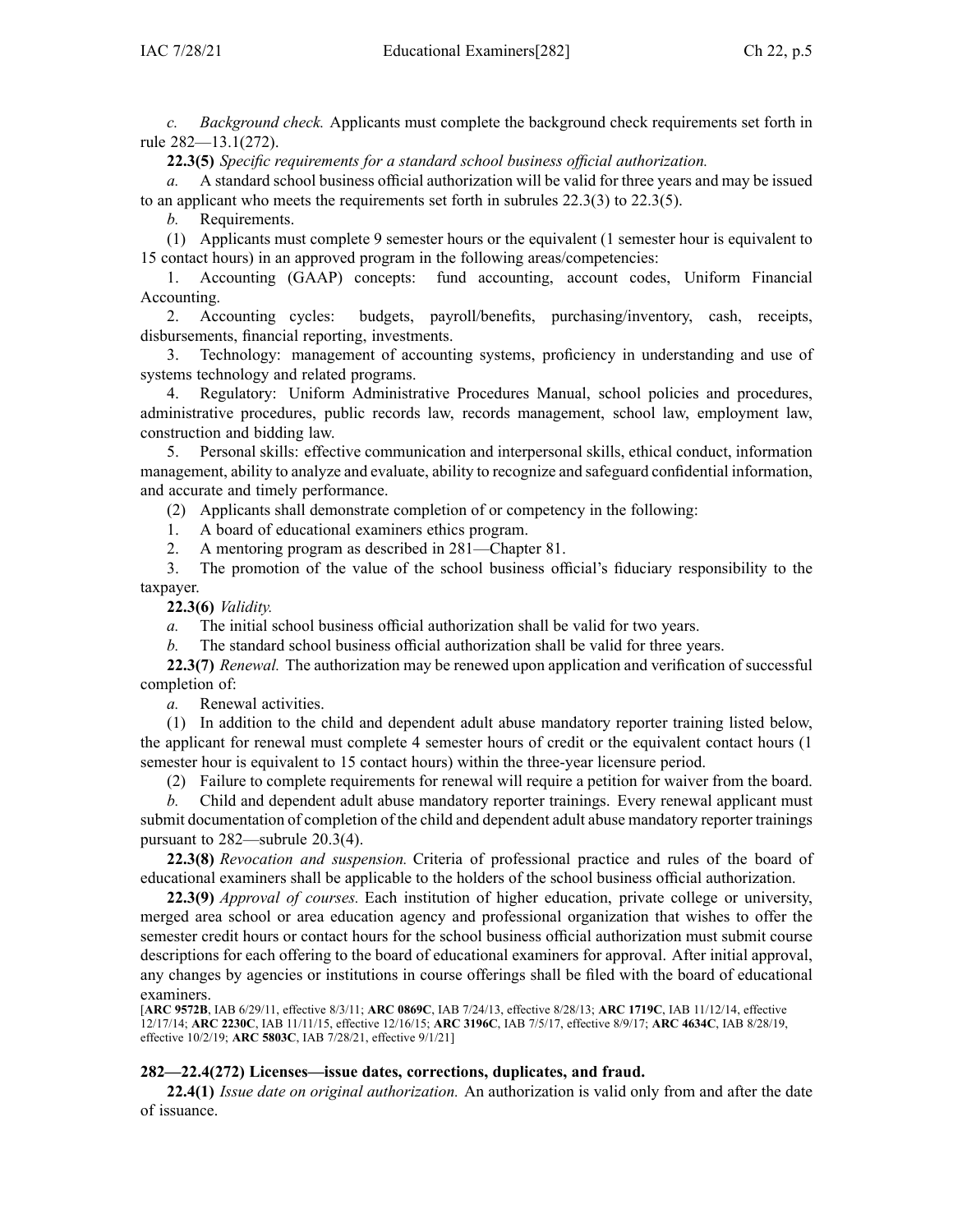*c.* *Background check.* Applicants must complete the background check requirements set forth in rule 282—13.1(272).

**22.3(5)** *Specific requirements for a standard school business official authorization.*

*a.* A standard school business official authorization will be valid for three years and may be issued to an applicant who meets the requirements set forth in subrules 22.3(3) to 22.3(5).

*b.* Requirements.

(1) Applicants must complete 9 semester hours or the equivalent (1 semester hour is equivalent to 15 contact hours) in an approved program in the following areas/competencies:

1. Accounting (GAAP) concepts: fund accounting, account codes, Uniform Financial Accounting.
2. Accounting cycles: budgets, payroll/benefits, purchasing/inventory, cash, receipts, disbursements, financial reporting, investments.
3. Technology: management of accounting systems, proficiency in understanding and use of systems technology and related programs.
4. Regulatory: Uniform Administrative Procedures Manual, school policies and procedures, administrative procedures, public records law, records management, school law, employment law, construction and bidding law.
5. Personal skills: effective communication and interpersonal skills, ethical conduct, information management, ability to analyze and evaluate, ability to recognize and safeguard confidential information, and accurate and timely performance.

(2) Applicants shall demonstrate completion of or competency in the following:

1. A board of educational examiners ethics program.
2. A mentoring program as described in 281—Chapter 81.
3. The promotion of the value of the school business official's fiduciary responsibility to the taxpayer.

**22.3(6)** *Validity.*

*a.* The initial school business official authorization shall be valid for two years.

*b.* The standard school business official authorization shall be valid for three years.

**22.3(7)** *Renewal.* The authorization may be renewed upon application and verification of successful completion of:

*a.* Renewal activities.

(1) In addition to the child and dependent adult abuse mandatory reporter training listed below, the applicant for renewal must complete 4 semester hours of credit or the equivalent contact hours (1 semester hour is equivalent to 15 contact hours) within the three-year licensure period.

(2) Failure to complete requirements for renewal will require a petition for waiver from the board.

*b.* Child and dependent adult abuse mandatory reporter trainings. Every renewal applicant must submit documentation of completion of the child and dependent adult abuse mandatory reporter trainings pursuant to 282—subrule 20.3(4).

**22.3(8)** *Revocation and suspension.* Criteria of professional practice and rules of the board of educational examiners shall be applicable to the holders of the school business official authorization.

**22.3(9)** *Approval of courses.* Each institution of higher education, private college or university, merged area school or area education agency and professional organization that wishes to offer the semester credit hours or contact hours for the school business official authorization must submit course descriptions for each offering to the board of educational examiners for approval. After initial approval, any changes by agencies or institutions in course offerings shall be filed with the board of educational examiners.

[**ARC 9572B**, IAB 6/29/11, effective 8/3/11; **ARC 0869C**, IAB 7/24/13, effective 8/28/13; **ARC 1719C**, IAB 11/12/14, effective 12/17/14; **ARC 2230C**, IAB 11/11/15, effective 12/16/15; **ARC 3196C**, IAB 7/5/17, effective 8/9/17; **ARC 4634C**, IAB 8/28/19, effective 10/2/19; **ARC 5803C**, IAB 7/28/21, effective 9/1/21]

### 282—22.4(272) Licenses—issue dates, corrections, duplicates, and fraud.

**22.4(1)** *Issue date on original authorization.* An authorization is valid only from and after the date of issuance.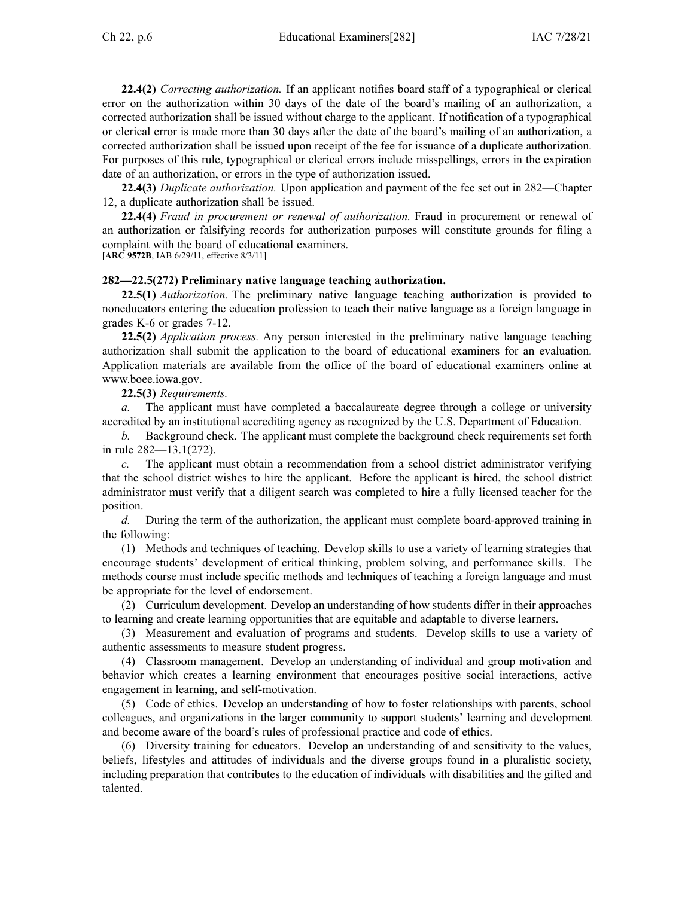**22.4(2)** *Correcting authorization.* If an applicant notifies board staff of a typographical or clerical error on the authorization within 30 days of the date of the board's mailing of an authorization, a corrected authorization shall be issued without charge to the applicant. If notification of a typographical or clerical error is made more than 30 days after the date of the board's mailing of an authorization, a corrected authorization shall be issued upon receipt of the fee for issuance of a duplicate authorization. For purposes of this rule, typographical or clerical errors include misspellings, errors in the expiration date of an authorization, or errors in the type of authorization issued.

**22.4(3)** *Duplicate authorization.* Upon application and payment of the fee set out in 282—Chapter 12, a duplicate authorization shall be issued.

**22.4(4)** *Fraud in procurement or renewal of authorization.* Fraud in procurement or renewal of an authorization or falsifying records for authorization purposes will constitute grounds for filing a complaint with the board of educational examiners.

[**ARC 9572B**, IAB 6/29/11, effective 8/3/11]

**282—22.5(272) Preliminary native language teaching authorization.**

**22.5(1)** *Authorization.* The preliminary native language teaching authorization is provided to noneducators entering the education profession to teach their native language as a foreign language in grades K-6 or grades 7-12.

**22.5(2)** *Application process.* Any person interested in the preliminary native language teaching authorization shall submit the application to the board of educational examiners for an evaluation. Application materials are available from the office of the board of educational examiners online at www.boee.iowa.gov.

**22.5(3)** *Requirements.*

*a.* The applicant must have completed a baccalaureate degree through a college or university accredited by an institutional accrediting agency as recognized by the U.S. Department of Education.

*b.* Background check. The applicant must complete the background check requirements set forth in rule 282—13.1(272).

*c.* The applicant must obtain a recommendation from a school district administrator verifying that the school district wishes to hire the applicant. Before the applicant is hired, the school district administrator must verify that a diligent search was completed to hire a fully licensed teacher for the position.

*d.* During the term of the authorization, the applicant must complete board-approved training in the following:

(1) Methods and techniques of teaching. Develop skills to use a variety of learning strategies that encourage students' development of critical thinking, problem solving, and performance skills. The methods course must include specific methods and techniques of teaching a foreign language and must be appropriate for the level of endorsement.

(2) Curriculum development. Develop an understanding of how students differ in their approaches to learning and create learning opportunities that are equitable and adaptable to diverse learners.

(3) Measurement and evaluation of programs and students. Develop skills to use a variety of authentic assessments to measure student progress.

(4) Classroom management. Develop an understanding of individual and group motivation and behavior which creates a learning environment that encourages positive social interactions, active engagement in learning, and self-motivation.

(5) Code of ethics. Develop an understanding of how to foster relationships with parents, school colleagues, and organizations in the larger community to support students' learning and development and become aware of the board's rules of professional practice and code of ethics.

(6) Diversity training for educators. Develop an understanding of and sensitivity to the values, beliefs, lifestyles and attitudes of individuals and the diverse groups found in a pluralistic society, including preparation that contributes to the education of individuals with disabilities and the gifted and talented.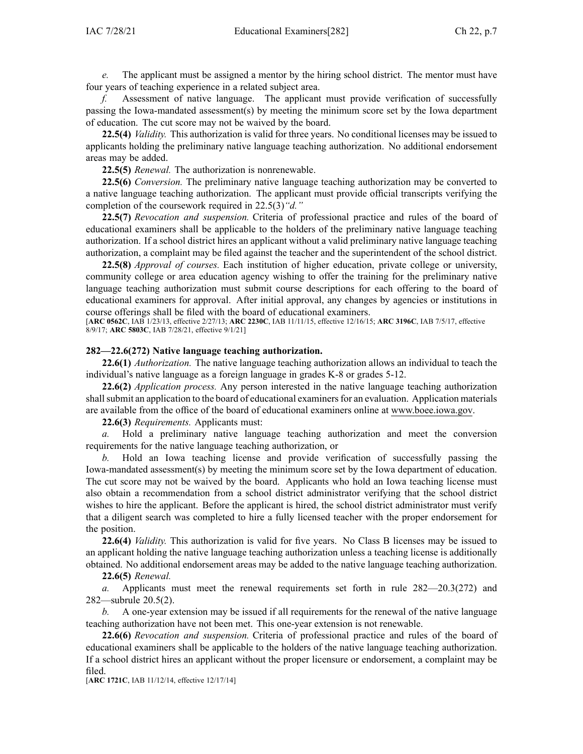*e.* The applicant must be assigned a mentor by the hiring school district. The mentor must have four years of teaching experience in a related subject area.

*f.* Assessment of native language. The applicant must provide verification of successfully passing the Iowa-mandated assessment(s) by meeting the minimum score set by the Iowa department of education. The cut score may not be waived by the board.

**22.5(4)** *Validity.* This authorization is valid for three years. No conditional licenses may be issued to applicants holding the preliminary native language teaching authorization. No additional endorsement areas may be added.

**22.5(5)** *Renewal.* The authorization is nonrenewable.

**22.5(6)** *Conversion.* The preliminary native language teaching authorization may be converted to a native language teaching authorization. The applicant must provide official transcripts verifying the completion of the coursework required in 22.5(3)*"d."*

**22.5(7)** *Revocation and suspension.* Criteria of professional practice and rules of the board of educational examiners shall be applicable to the holders of the preliminary native language teaching authorization. If a school district hires an applicant without a valid preliminary native language teaching authorization, a complaint may be filed against the teacher and the superintendent of the school district.

**22.5(8)** *Approval of courses.* Each institution of higher education, private college or university, community college or area education agency wishing to offer the training for the preliminary native language teaching authorization must submit course descriptions for each offering to the board of educational examiners for approval. After initial approval, any changes by agencies or institutions in course offerings shall be filed with the board of educational examiners.

[**ARC 0562C**, IAB 1/23/13, effective 2/27/13; **ARC 2230C**, IAB 11/11/15, effective 12/16/15; **ARC 3196C**, IAB 7/5/17, effective 8/9/17; **ARC 5803C**, IAB 7/28/21, effective 9/1/21]

**282—22.6(272) Native language teaching authorization.**

**22.6(1)** *Authorization.* The native language teaching authorization allows an individual to teach the individual's native language as a foreign language in grades K-8 or grades 5-12.

**22.6(2)** *Application process.* Any person interested in the native language teaching authorization shall submit an application to the board of educational examiners for an evaluation. Application materials are available from the office of the board of educational examiners online at www.boee.iowa.gov.

**22.6(3)** *Requirements.* Applicants must:

*a.* Hold a preliminary native language teaching authorization and meet the conversion requirements for the native language teaching authorization, or

*b.* Hold an Iowa teaching license and provide verification of successfully passing the Iowa-mandated assessment(s) by meeting the minimum score set by the Iowa department of education. The cut score may not be waived by the board. Applicants who hold an Iowa teaching license must also obtain a recommendation from a school district administrator verifying that the school district wishes to hire the applicant. Before the applicant is hired, the school district administrator must verify that a diligent search was completed to hire a fully licensed teacher with the proper endorsement for the position.

**22.6(4)** *Validity.* This authorization is valid for five years. No Class B licenses may be issued to an applicant holding the native language teaching authorization unless a teaching license is additionally obtained. No additional endorsement areas may be added to the native language teaching authorization.

**22.6(5)** *Renewal.*

*a.* Applicants must meet the renewal requirements set forth in rule 282—20.3(272) and 282—subrule 20.5(2).

*b.* A one-year extension may be issued if all requirements for the renewal of the native language teaching authorization have not been met. This one-year extension is not renewable.

**22.6(6)** *Revocation and suspension.* Criteria of professional practice and rules of the board of educational examiners shall be applicable to the holders of the native language teaching authorization. If a school district hires an applicant without the proper licensure or endorsement, a complaint may be filed.

[**ARC 1721C**, IAB 11/12/14, effective 12/17/14]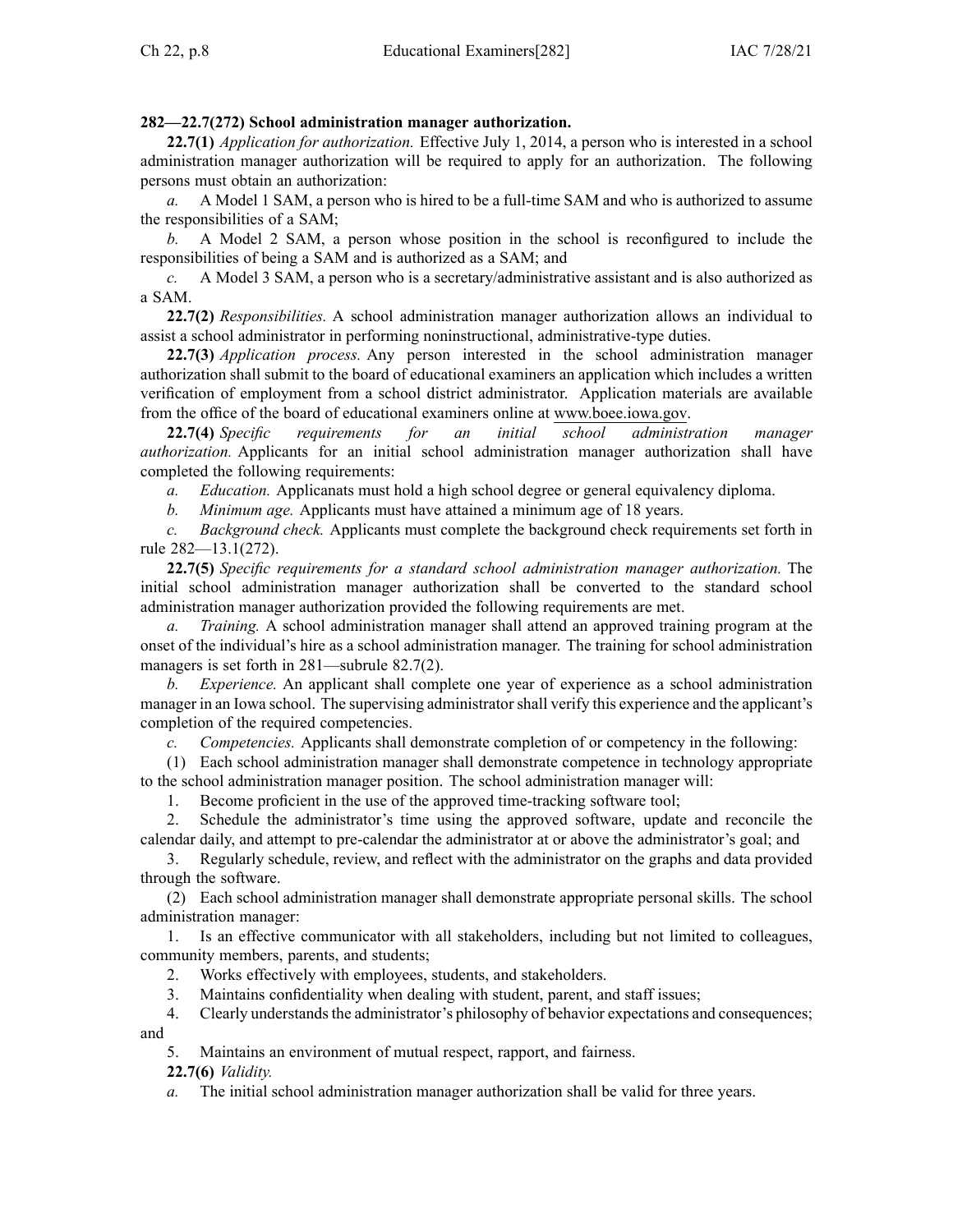**282—22.7(272) School administration manager authorization.**

**22.7(1)** *Application for authorization.* Effective July 1, 2014, a person who is interested in a school administration manager authorization will be required to apply for an authorization. The following persons must obtain an authorization:

*a.* A Model 1 SAM, a person who is hired to be a full-time SAM and who is authorized to assume the responsibilities of a SAM;

*b.* A Model 2 SAM, a person whose position in the school is reconfigured to include the responsibilities of being a SAM and is authorized as a SAM; and

*c.* A Model 3 SAM, a person who is a secretary/administrative assistant and is also authorized as a SAM.

**22.7(2)** *Responsibilities.* A school administration manager authorization allows an individual to assist a school administrator in performing noninstructional, administrative-type duties.

**22.7(3)** *Application process.* Any person interested in the school administration manager authorization shall submit to the board of educational examiners an application which includes a written verification of employment from a school district administrator. Application materials are available from the office of the board of educational examiners online at www.boee.iowa.gov.

**22.7(4)** *Specific requirements for an initial school administration manager authorization.* Applicants for an initial school administration manager authorization shall have completed the following requirements:

*a.* *Education.* Applicanats must hold a high school degree or general equivalency diploma.

*b.* *Minimum age.* Applicants must have attained a minimum age of 18 years.

*c.* *Background check.* Applicants must complete the background check requirements set forth in rule 282—13.1(272).

**22.7(5)** *Specific requirements for a standard school administration manager authorization.* The initial school administration manager authorization shall be converted to the standard school administration manager authorization provided the following requirements are met.

*a.* *Training.* A school administration manager shall attend an approved training program at the onset of the individual's hire as a school administration manager. The training for school administration managers is set forth in 281—subrule 82.7(2).

*b.* *Experience.* An applicant shall complete one year of experience as a school administration manager in an Iowa school. The supervising administrator shall verify this experience and the applicant's completion of the required competencies.

*c.* *Competencies.* Applicants shall demonstrate completion of or competency in the following:

(1) Each school administration manager shall demonstrate competence in technology appropriate to the school administration manager position. The school administration manager will:

1. Become proficient in the use of the approved time-tracking software tool;

2. Schedule the administrator's time using the approved software, update and reconcile the calendar daily, and attempt to pre-calendar the administrator at or above the administrator's goal; and

3. Regularly schedule, review, and reflect with the administrator on the graphs and data provided through the software.

(2) Each school administration manager shall demonstrate appropriate personal skills. The school administration manager:

1. Is an effective communicator with all stakeholders, including but not limited to colleagues, community members, parents, and students;

2. Works effectively with employees, students, and stakeholders.

3. Maintains confidentiality when dealing with student, parent, and staff issues;

4. Clearly understands the administrator's philosophy of behavior expectations and consequences; and

5. Maintains an environment of mutual respect, rapport, and fairness.

**22.7(6)** *Validity.*

*a.* The initial school administration manager authorization shall be valid for three years.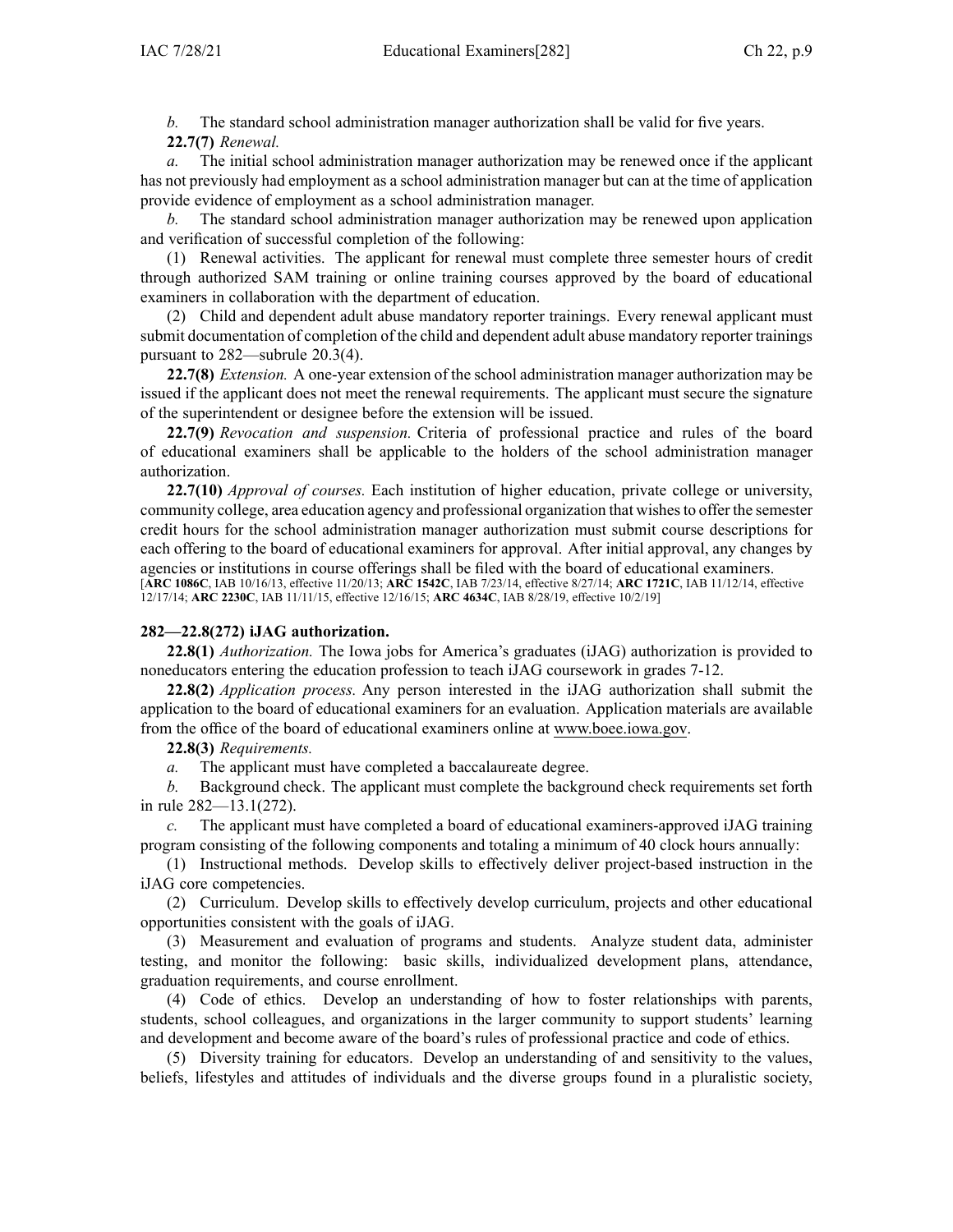*b.* The standard school administration manager authorization shall be valid for five years.

**22.7(7)** *Renewal.*

*a.* The initial school administration manager authorization may be renewed once if the applicant has not previously had employment as a school administration manager but can at the time of application provide evidence of employment as a school administration manager.

*b.* The standard school administration manager authorization may be renewed upon application and verification of successful completion of the following:

(1) Renewal activities. The applicant for renewal must complete three semester hours of credit through authorized SAM training or online training courses approved by the board of educational examiners in collaboration with the department of education.

(2) Child and dependent adult abuse mandatory reporter trainings. Every renewal applicant must submit documentation of completion of the child and dependent adult abuse mandatory reporter trainings pursuant to 282—subrule 20.3(4).

**22.7(8)** *Extension.* A one-year extension of the school administration manager authorization may be issued if the applicant does not meet the renewal requirements. The applicant must secure the signature of the superintendent or designee before the extension will be issued.

**22.7(9)** *Revocation and suspension.* Criteria of professional practice and rules of the board of educational examiners shall be applicable to the holders of the school administration manager authorization.

**22.7(10)** *Approval of courses.* Each institution of higher education, private college or university, community college, area education agency and professional organization that wishes to offer the semester credit hours for the school administration manager authorization must submit course descriptions for each offering to the board of educational examiners for approval. After initial approval, any changes by agencies or institutions in course offerings shall be filed with the board of educational examiners.

[**ARC 1086C**, IAB 10/16/13, effective 11/20/13; **ARC 1542C**, IAB 7/23/14, effective 8/27/14; **ARC 1721C**, IAB 11/12/14, effective 12/17/14; **ARC 2230C**, IAB 11/11/15, effective 12/16/15; **ARC 4634C**, IAB 8/28/19, effective 10/2/19]

**282—22.8(272) iJAG authorization.**

**22.8(1)** *Authorization.* The Iowa jobs for America's graduates (iJAG) authorization is provided to noneducators entering the education profession to teach iJAG coursework in grades 7-12.

**22.8(2)** *Application process.* Any person interested in the iJAG authorization shall submit the application to the board of educational examiners for an evaluation. Application materials are available from the office of the board of educational examiners online at www.boee.iowa.gov.

**22.8(3)** *Requirements.*

*a.* The applicant must have completed a baccalaureate degree.

*b.* Background check. The applicant must complete the background check requirements set forth in rule 282—13.1(272).

*c.* The applicant must have completed a board of educational examiners-approved iJAG training program consisting of the following components and totaling a minimum of 40 clock hours annually:

(1) Instructional methods. Develop skills to effectively deliver project-based instruction in the iJAG core competencies.

(2) Curriculum. Develop skills to effectively develop curriculum, projects and other educational opportunities consistent with the goals of iJAG.

(3) Measurement and evaluation of programs and students. Analyze student data, administer testing, and monitor the following: basic skills, individualized development plans, attendance, graduation requirements, and course enrollment.

(4) Code of ethics. Develop an understanding of how to foster relationships with parents, students, school colleagues, and organizations in the larger community to support students' learning and development and become aware of the board's rules of professional practice and code of ethics.

(5) Diversity training for educators. Develop an understanding of and sensitivity to the values, beliefs, lifestyles and attitudes of individuals and the diverse groups found in a pluralistic society,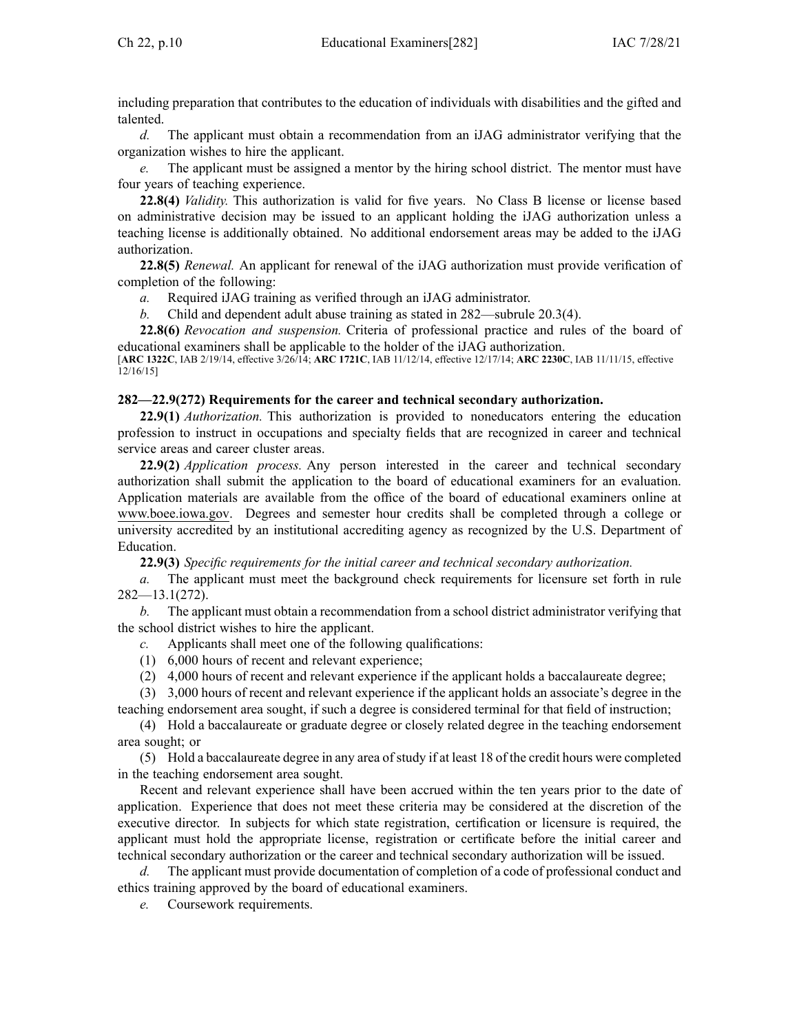including preparation that contributes to the education of individuals with disabilities and the gifted and talented.

*d.* The applicant must obtain a recommendation from an iJAG administrator verifying that the organization wishes to hire the applicant.

*e.* The applicant must be assigned a mentor by the hiring school district. The mentor must have four years of teaching experience.

**22.8(4)** *Validity.* This authorization is valid for five years. No Class B license or license based on administrative decision may be issued to an applicant holding the iJAG authorization unless a teaching license is additionally obtained. No additional endorsement areas may be added to the iJAG authorization.

**22.8(5)** *Renewal.* An applicant for renewal of the iJAG authorization must provide verification of completion of the following:

*a.* Required iJAG training as verified through an iJAG administrator.

*b.* Child and dependent adult abuse training as stated in 282—subrule 20.3(4).

**22.8(6)** *Revocation and suspension.* Criteria of professional practice and rules of the board of educational examiners shall be applicable to the holder of the iJAG authorization.

[**ARC 1322C**, IAB 2/19/14, effective 3/26/14; **ARC 1721C**, IAB 11/12/14, effective 12/17/14; **ARC 2230C**, IAB 11/11/15, effective 12/16/15]

**282—22.9(272) Requirements for the career and technical secondary authorization.**

**22.9(1)** *Authorization.* This authorization is provided to noneducators entering the education profession to instruct in occupations and specialty fields that are recognized in career and technical service areas and career cluster areas.

**22.9(2)** *Application process.* Any person interested in the career and technical secondary authorization shall submit the application to the board of educational examiners for an evaluation. Application materials are available from the office of the board of educational examiners online at www.boee.iowa.gov. Degrees and semester hour credits shall be completed through a college or university accredited by an institutional accrediting agency as recognized by the U.S. Department of Education.

**22.9(3)** *Specific requirements for the initial career and technical secondary authorization.*

*a.* The applicant must meet the background check requirements for licensure set forth in rule 282—13.1(272).

*b.* The applicant must obtain a recommendation from a school district administrator verifying that the school district wishes to hire the applicant.

*c.* Applicants shall meet one of the following qualifications:

(1) 6,000 hours of recent and relevant experience;

(2) 4,000 hours of recent and relevant experience if the applicant holds a baccalaureate degree;

(3) 3,000 hours of recent and relevant experience if the applicant holds an associate's degree in the teaching endorsement area sought, if such a degree is considered terminal for that field of instruction;

(4) Hold a baccalaureate or graduate degree or closely related degree in the teaching endorsement area sought; or

(5) Hold a baccalaureate degree in any area of study if at least 18 of the credit hours were completed in the teaching endorsement area sought.

Recent and relevant experience shall have been accrued within the ten years prior to the date of application. Experience that does not meet these criteria may be considered at the discretion of the executive director. In subjects for which state registration, certification or licensure is required, the applicant must hold the appropriate license, registration or certificate before the initial career and technical secondary authorization or the career and technical secondary authorization will be issued.

*d.* The applicant must provide documentation of completion of a code of professional conduct and ethics training approved by the board of educational examiners.

*e.* Coursework requirements.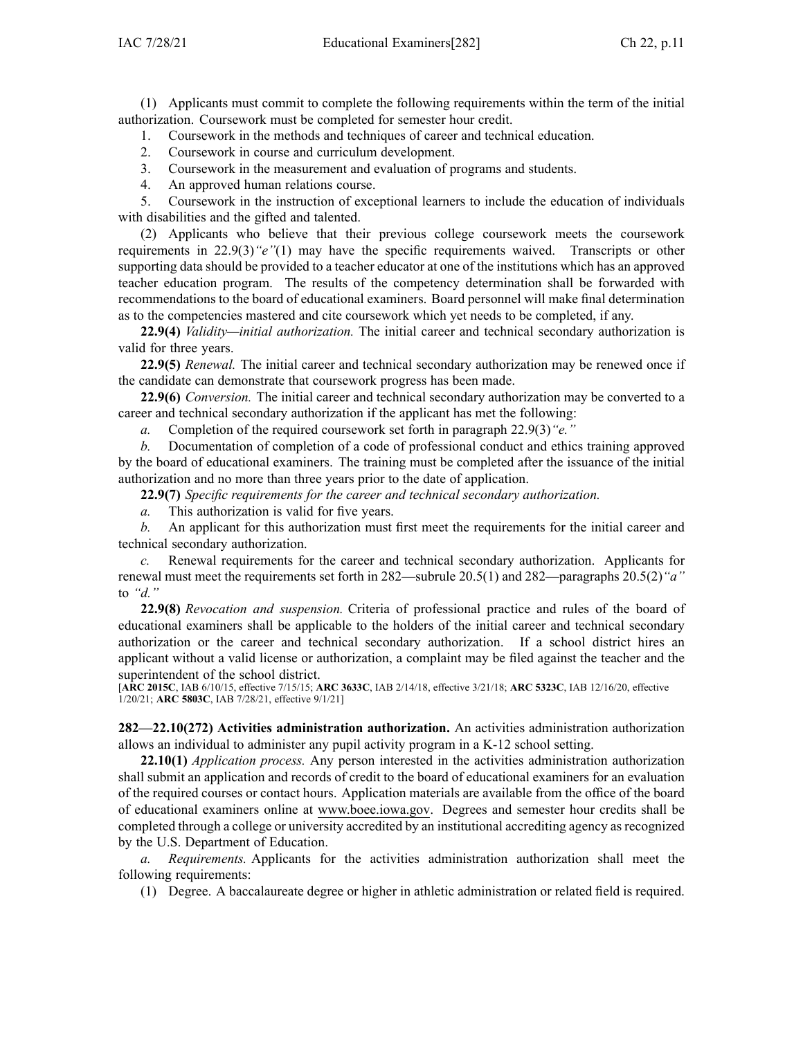(1) Applicants must commit to complete the following requirements within the term of the initial authorization. Coursework must be completed for semester hour credit.

1. Coursework in the methods and techniques of career and technical education.
2. Coursework in course and curriculum development.
3. Coursework in the measurement and evaluation of programs and students.
4. An approved human relations course.
5. Coursework in the instruction of exceptional learners to include the education of individuals with disabilities and the gifted and talented.

(2) Applicants who believe that their previous college coursework meets the coursework requirements in 22.9(3)*"e"*(1) may have the specific requirements waived. Transcripts or other supporting data should be provided to a teacher educator at one of the institutions which has an approved teacher education program. The results of the competency determination shall be forwarded with recommendations to the board of educational examiners. Board personnel will make final determination as to the competencies mastered and cite coursework which yet needs to be completed, if any.

**22.9(4)** *Validity—initial authorization.* The initial career and technical secondary authorization is valid for three years.

**22.9(5)** *Renewal.* The initial career and technical secondary authorization may be renewed once if the candidate can demonstrate that coursework progress has been made.

**22.9(6)** *Conversion.* The initial career and technical secondary authorization may be converted to a career and technical secondary authorization if the applicant has met the following:

*a.* Completion of the required coursework set forth in paragraph 22.9(3)*"e."*

*b.* Documentation of completion of a code of professional conduct and ethics training approved by the board of educational examiners. The training must be completed after the issuance of the initial authorization and no more than three years prior to the date of application.

**22.9(7)** *Specific requirements for the career and technical secondary authorization.*

*a.* This authorization is valid for five years.

*b.* An applicant for this authorization must first meet the requirements for the initial career and technical secondary authorization.

*c.* Renewal requirements for the career and technical secondary authorization. Applicants for renewal must meet the requirements set forth in 282—subrule 20.5(1) and 282—paragraphs 20.5(2)*"a"* to *"d."*

**22.9(8)** *Revocation and suspension.* Criteria of professional practice and rules of the board of educational examiners shall be applicable to the holders of the initial career and technical secondary authorization or the career and technical secondary authorization. If a school district hires an applicant without a valid license or authorization, a complaint may be filed against the teacher and the superintendent of the school district.

[**ARC 2015C**, IAB 6/10/15, effective 7/15/15; **ARC 3633C**, IAB 2/14/18, effective 3/21/18; **ARC 5323C**, IAB 12/16/20, effective 1/20/21; **ARC 5803C**, IAB 7/28/21, effective 9/1/21]

**282—22.10(272) Activities administration authorization.** An activities administration authorization allows an individual to administer any pupil activity program in a K-12 school setting.

**22.10(1)** *Application process.* Any person interested in the activities administration authorization shall submit an application and records of credit to the board of educational examiners for an evaluation of the required courses or contact hours. Application materials are available from the office of the board of educational examiners online at www.boee.iowa.gov. Degrees and semester hour credits shall be completed through a college or university accredited by an institutional accrediting agency as recognized by the U.S. Department of Education.

*a.* *Requirements.* Applicants for the activities administration authorization shall meet the following requirements:

(1) Degree. A baccalaureate degree or higher in athletic administration or related field is required.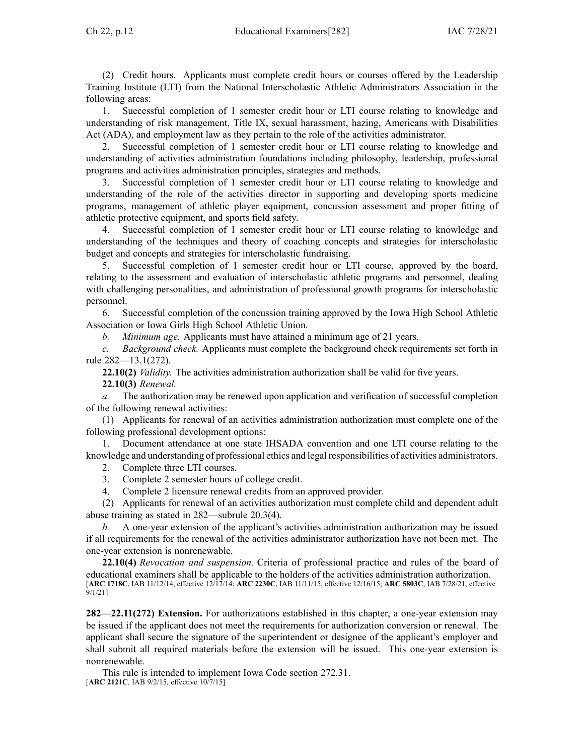(2) Credit hours. Applicants must complete credit hours or courses offered by the Leadership Training Institute (LTI) from the National Interscholastic Athletic Administrators Association in the following areas:

1. Successful completion of 1 semester credit hour or LTI course relating to knowledge and understanding of risk management, Title IX, sexual harassment, hazing, Americans with Disabilities Act (ADA), and employment law as they pertain to the role of the activities administrator.

2. Successful completion of 1 semester credit hour or LTI course relating to knowledge and understanding of activities administration foundations including philosophy, leadership, professional programs and activities administration principles, strategies and methods.

3. Successful completion of 1 semester credit hour or LTI course relating to knowledge and understanding of the role of the activities director in supporting and developing sports medicine programs, management of athletic player equipment, concussion assessment and proper fitting of athletic protective equipment, and sports field safety.

4. Successful completion of 1 semester credit hour or LTI course relating to knowledge and understanding of the techniques and theory of coaching concepts and strategies for interscholastic budget and concepts and strategies for interscholastic fundraising.

5. Successful completion of 1 semester credit hour or LTI course, approved by the board, relating to the assessment and evaluation of interscholastic athletic programs and personnel, dealing with challenging personalities, and administration of professional growth programs for interscholastic personnel.

6. Successful completion of the concussion training approved by the Iowa High School Athletic Association or Iowa Girls High School Athletic Union.

*b. Minimum age.* Applicants must have attained a minimum age of 21 years.

*c. Background check.* Applicants must complete the background check requirements set forth in rule 282—13.1(272).

**22.10(2)** *Validity.* The activities administration authorization shall be valid for five years.

**22.10(3)** *Renewal.*

*a.* The authorization may be renewed upon application and verification of successful completion of the following renewal activities:

(1) Applicants for renewal of an activities administration authorization must complete one of the following professional development options:

1. Document attendance at one state IHSADA convention and one LTI course relating to the knowledge and understanding of professional ethics and legal responsibilities of activities administrators.

2. Complete three LTI courses.

3. Complete 2 semester hours of college credit.

4. Complete 2 licensure renewal credits from an approved provider.

(2) Applicants for renewal of an activities authorization must complete child and dependent adult abuse training as stated in 282—subrule 20.3(4).

*b.* A one-year extension of the applicant's activities administration authorization may be issued if all requirements for the renewal of the activities administrator authorization have not been met. The one-year extension is nonrenewable.

**22.10(4)** *Revocation and suspension.* Criteria of professional practice and rules of the board of educational examiners shall be applicable to the holders of the activities administration authorization.

[**ARC 1718C**, IAB 11/12/14, effective 12/17/14; **ARC 2230C**, IAB 11/11/15, effective 12/16/15; **ARC 5803C**, IAB 7/28/21, effective 9/1/21]

**282—22.11(272) Extension.** For authorizations established in this chapter, a one-year extension may be issued if the applicant does not meet the requirements for authorization conversion or renewal. The applicant shall secure the signature of the superintendent or designee of the applicant's employer and shall submit all required materials before the extension will be issued. This one-year extension is nonrenewable.

This rule is intended to implement Iowa Code section 272.31.

[**ARC 2121C**, IAB 9/2/15, effective 10/7/15]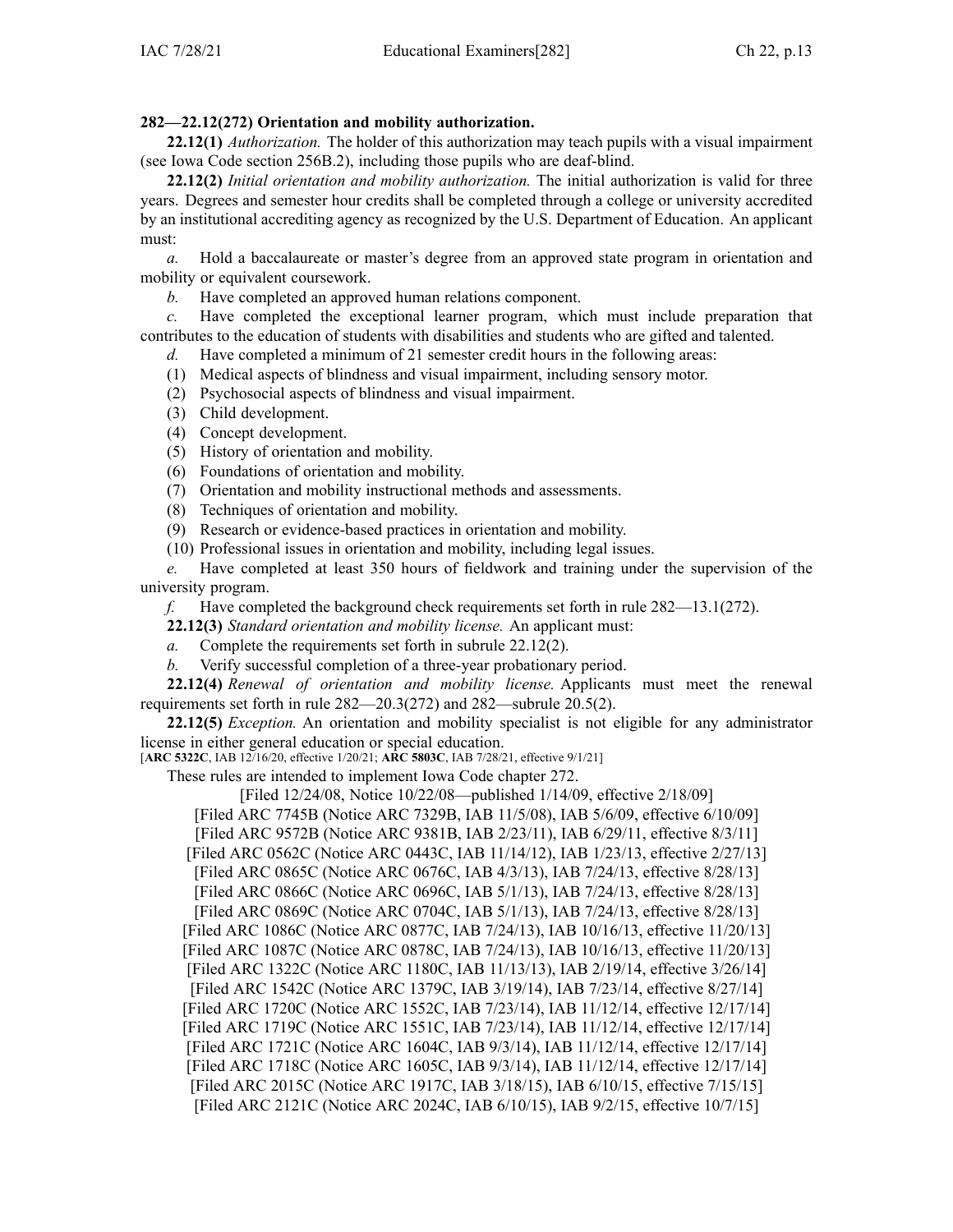**282—22.12(272) Orientation and mobility authorization.**

**22.12(1)** *Authorization.* The holder of this authorization may teach pupils with a visual impairment (see Iowa Code section 256B.2), including those pupils who are deaf-blind.

**22.12(2)** *Initial orientation and mobility authorization.* The initial authorization is valid for three years. Degrees and semester hour credits shall be completed through a college or university accredited by an institutional accrediting agency as recognized by the U.S. Department of Education. An applicant must:

*a.* Hold a baccalaureate or master's degree from an approved state program in orientation and mobility or equivalent coursework.

*b.* Have completed an approved human relations component.

*c.* Have completed the exceptional learner program, which must include preparation that contributes to the education of students with disabilities and students who are gifted and talented.

*d.* Have completed a minimum of 21 semester credit hours in the following areas:

(1) Medical aspects of blindness and visual impairment, including sensory motor.

(2) Psychosocial aspects of blindness and visual impairment.

(3) Child development.

(4) Concept development.

(5) History of orientation and mobility.

(6) Foundations of orientation and mobility.

(7) Orientation and mobility instructional methods and assessments.

(8) Techniques of orientation and mobility.

(9) Research or evidence-based practices in orientation and mobility.

(10) Professional issues in orientation and mobility, including legal issues.

*e.* Have completed at least 350 hours of fieldwork and training under the supervision of the university program.

*f.* Have completed the background check requirements set forth in rule 282—13.1(272).

**22.12(3)** *Standard orientation and mobility license.* An applicant must:

*a.* Complete the requirements set forth in subrule 22.12(2).

*b.* Verify successful completion of a three-year probationary period.

**22.12(4)** *Renewal of orientation and mobility license.* Applicants must meet the renewal requirements set forth in rule 282—20.3(272) and 282—subrule 20.5(2).

**22.12(5)** *Exception.* An orientation and mobility specialist is not eligible for any administrator license in either general education or special education.

[**ARC 5322C**, IAB 12/16/20, effective 1/20/21; **ARC 5803C**, IAB 7/28/21, effective 9/1/21]

These rules are intended to implement Iowa Code chapter 272.

[Filed 12/24/08, Notice 10/22/08—published 1/14/09, effective 2/18/09]

[Filed ARC 7745B (Notice ARC 7329B, IAB 11/5/08), IAB 5/6/09, effective 6/10/09]

[Filed ARC 9572B (Notice ARC 9381B, IAB 2/23/11), IAB 6/29/11, effective 8/3/11]

[Filed ARC 0562C (Notice ARC 0443C, IAB 11/14/12), IAB 1/23/13, effective 2/27/13]

[Filed ARC 0865C (Notice ARC 0676C, IAB 4/3/13), IAB 7/24/13, effective 8/28/13]

[Filed ARC 0866C (Notice ARC 0696C, IAB 5/1/13), IAB 7/24/13, effective 8/28/13]

[Filed ARC 0869C (Notice ARC 0704C, IAB 5/1/13), IAB 7/24/13, effective 8/28/13]

[Filed ARC 1086C (Notice ARC 0877C, IAB 7/24/13), IAB 10/16/13, effective 11/20/13]

[Filed ARC 1087C (Notice ARC 0878C, IAB 7/24/13), IAB 10/16/13, effective 11/20/13]

[Filed ARC 1322C (Notice ARC 1180C, IAB 11/13/13), IAB 2/19/14, effective 3/26/14]

[Filed ARC 1542C (Notice ARC 1379C, IAB 3/19/14), IAB 7/23/14, effective 8/27/14]

[Filed ARC 1720C (Notice ARC 1552C, IAB 7/23/14), IAB 11/12/14, effective 12/17/14]

[Filed ARC 1719C (Notice ARC 1551C, IAB 7/23/14), IAB 11/12/14, effective 12/17/14]

[Filed ARC 1721C (Notice ARC 1604C, IAB 9/3/14), IAB 11/12/14, effective 12/17/14]

[Filed ARC 1718C (Notice ARC 1605C, IAB 9/3/14), IAB 11/12/14, effective 12/17/14]

[Filed ARC 2015C (Notice ARC 1917C, IAB 3/18/15), IAB 6/10/15, effective 7/15/15]

[Filed ARC 2121C (Notice ARC 2024C, IAB 6/10/15), IAB 9/2/15, effective 10/7/15]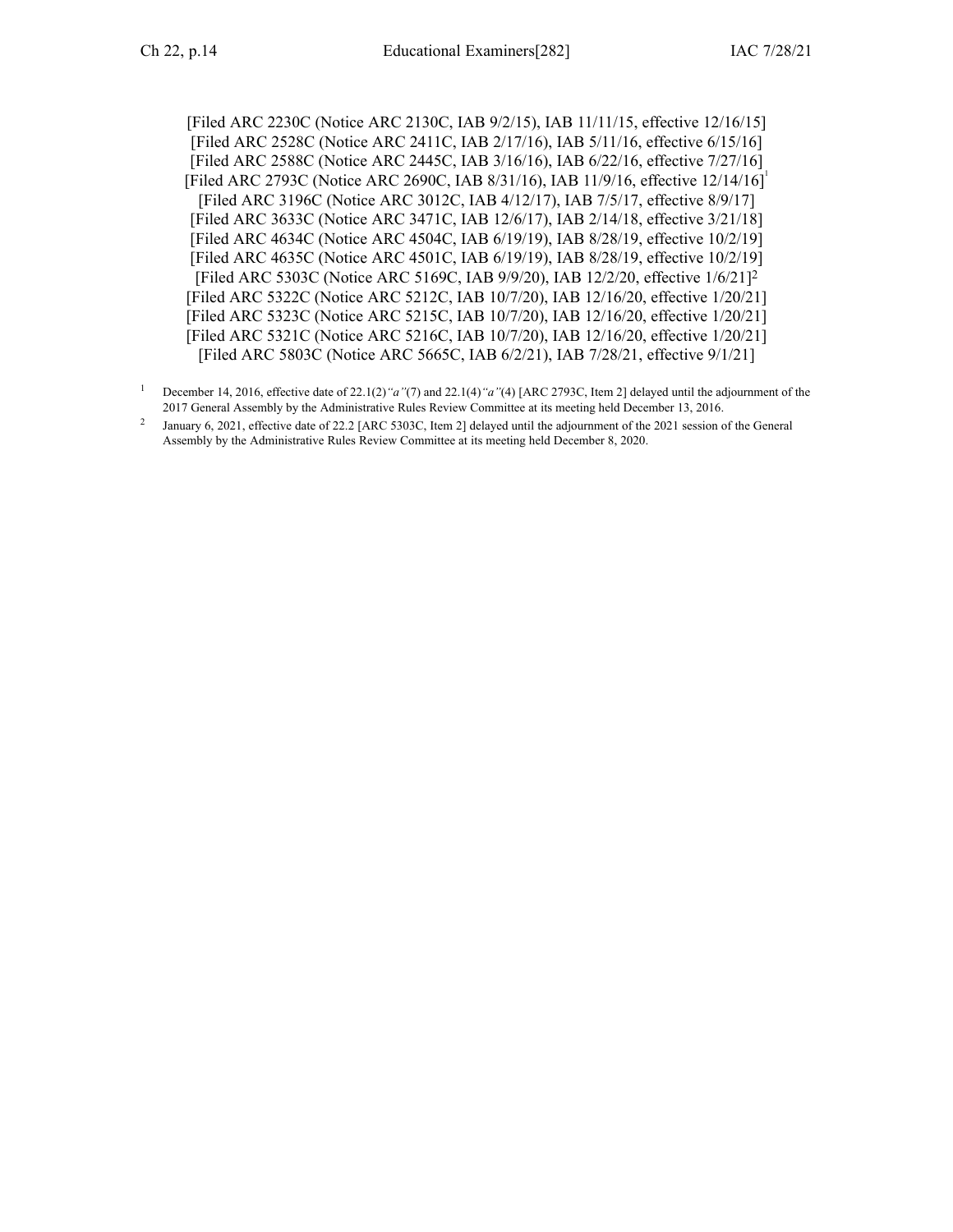[Filed ARC 2230C (Notice ARC 2130C, IAB 9/2/15), IAB 11/11/15, effective 12/16/15]
[Filed ARC 2528C (Notice ARC 2411C, IAB 2/17/16), IAB 5/11/16, effective 6/15/16]
[Filed ARC 2588C (Notice ARC 2445C, IAB 3/16/16), IAB 6/22/16, effective 7/27/16]
[Filed ARC 2793C (Notice ARC 2690C, IAB 8/31/16), IAB 11/9/16, effective 12/14/16][1]
[Filed ARC 3196C (Notice ARC 3012C, IAB 4/12/17), IAB 7/5/17, effective 8/9/17]
[Filed ARC 3633C (Notice ARC 3471C, IAB 12/6/17), IAB 2/14/18, effective 3/21/18]
[Filed ARC 4634C (Notice ARC 4504C, IAB 6/19/19), IAB 8/28/19, effective 10/2/19]
[Filed ARC 4635C (Notice ARC 4501C, IAB 6/19/19), IAB 8/28/19, effective 10/2/19]
[Filed ARC 5303C (Notice ARC 5169C, IAB 9/9/20), IAB 12/2/20, effective 1/6/21][2]
[Filed ARC 5322C (Notice ARC 5212C, IAB 10/7/20), IAB 12/16/20, effective 1/20/21]
[Filed ARC 5323C (Notice ARC 5215C, IAB 10/7/20), IAB 12/16/20, effective 1/20/21]
[Filed ARC 5321C (Notice ARC 5216C, IAB 10/7/20), IAB 12/16/20, effective 1/20/21]
[Filed ARC 5803C (Notice ARC 5665C, IAB 6/2/21), IAB 7/28/21, effective 9/1/21]

[1] December 14, 2016, effective date of 22.1(2)*"a"*(7) and 22.1(4)*"a"*(4) [ARC 2793C, Item 2] delayed until the adjournment of the 2017 General Assembly by the Administrative Rules Review Committee at its meeting held December 13, 2016.

[2] January 6, 2021, effective date of 22.2 [ARC 5303C, Item 2] delayed until the adjournment of the 2021 session of the General Assembly by the Administrative Rules Review Committee at its meeting held December 8, 2020.